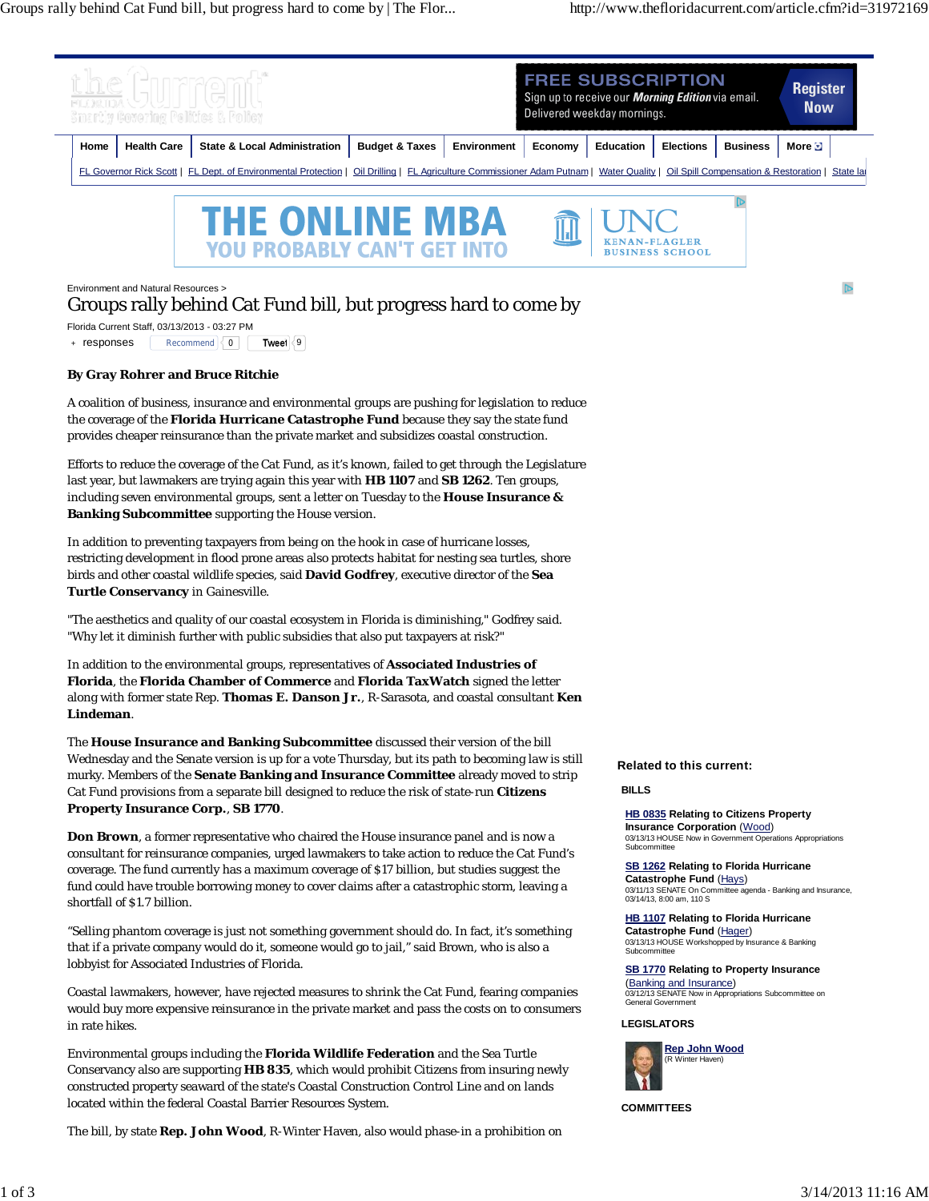Environment and Natural Resources >

# Groups rally behind Cat Fund bill, but progress hard to come by

Florida Current Staff, 03/13/2013 - 03:27 PM

**By Gray Rohrer and Bruce Ritchie**

A coalition of business, insurance and environmental groups are pushing for legislation to reduce the coverage of the **Florida Hurricane Catastrophe Fund** because they say the state fund provides cheaper reinsurance than the private market and subsidizes coastal construction.

Efforts to reduce the coverage of the Cat Fund, as it's known, failed to get through the Legislature last year, but lawmakers are trying again this year with **HB 1107** and **SB 1262**. Ten groups, including seven environmental groups, sent a letter on Tuesday to the **House Insurance & Banking Subcommittee** supporting the House version.

In addition to preventing taxpayers from being on the hook in case of hurricane losses, restricting development in flood prone areas also protects habitat for nesting sea turtles, shore birds and other coastal wildlife species, said **David Godfrey**, executive director of the **Sea Turtle Conservancy** in Gainesville.

"The aesthetics and quality of our coastal ecosystem in Florida is diminishing," Godfrey said. "Why let it diminish further with public subsidies that also put taxpayers at risk?"

In addition to the environmental groups, representatives of **Associated Industries of Florida**, the **Florida Chamber of Commerce** and **Florida TaxWatch** signed the letter along with former state Rep. **Thomas E. Danson Jr.**, R-Sarasota, and coastal consultant **Ken Lindeman**.

The **House Insurance and Banking Subcommittee** discussed their version of the bill Wednesday and the Senate version is up for a vote Thursday, but its path to becoming law is still murky. Members of the **Senate Banking and Insurance Committee** already moved to strip Cat Fund provisions from a separate bill designed to reduce the risk of state-run **Citizens Property Insurance Corp.**, **SB 1770**.

**Don Brown**, a former representative who chaired the House insurance panel and is now a consultant for reinsurance companies, urged lawmakers to take action to reduce the Cat Fund's coverage. The fund currently has a maximum coverage of $17 billion, but studies suggest the fund could have trouble borrowing money to cover claims after a catastrophic storm, leaving a shortfall of $1.7 billion.

"Selling phantom coverage is just not something government should do. In fact, it's something that if a private company would do it, someone would go to jail," said Brown, who is also a lobbyist for Associated Industries of Florida.

Coastal lawmakers, however, have rejected measures to shrink the Cat Fund, fearing companies would buy more expensive reinsurance in the private market and pass the costs on to consumers in rate hikes.

Environmental groups including the **Florida Wildlife Federation** and the Sea Turtle Conservancy also are supporting **HB 835**, which would prohibit Citizens from insuring newly constructed property seaward of the state's Coastal Construction Control Line and on lands located within the federal Coastal Barrier Resources System.

The bill, by state **Rep. John Wood**, R-Winter Haven, also would phase-in a prohibition on

**Related to this current:**

**BILLS**

**HB 0835 Relating to Citizens Property Insurance Corporation** (Wood)
03/13/13 HOUSE Now in Government Operations Appropriations Subcommittee

**SB 1262 Relating to Florida Hurricane Catastrophe Fund** (Hays)
03/11/13 SENATE On Committee agenda - Banking and Insurance, 03/14/13, 8:00 am, 110 S

**HB 1107 Relating to Florida Hurricane Catastrophe Fund** (Hager)
03/13/13 HOUSE Workshopped by Insurance & Banking Subcommittee

**SB 1770 Relating to Property Insurance** (Banking and Insurance)
03/12/13 SENATE Now in Appropriations Subcommittee on General Government

**LEGISLATORS**

Rep John Wood (R Winter Haven)

**COMMITTEES**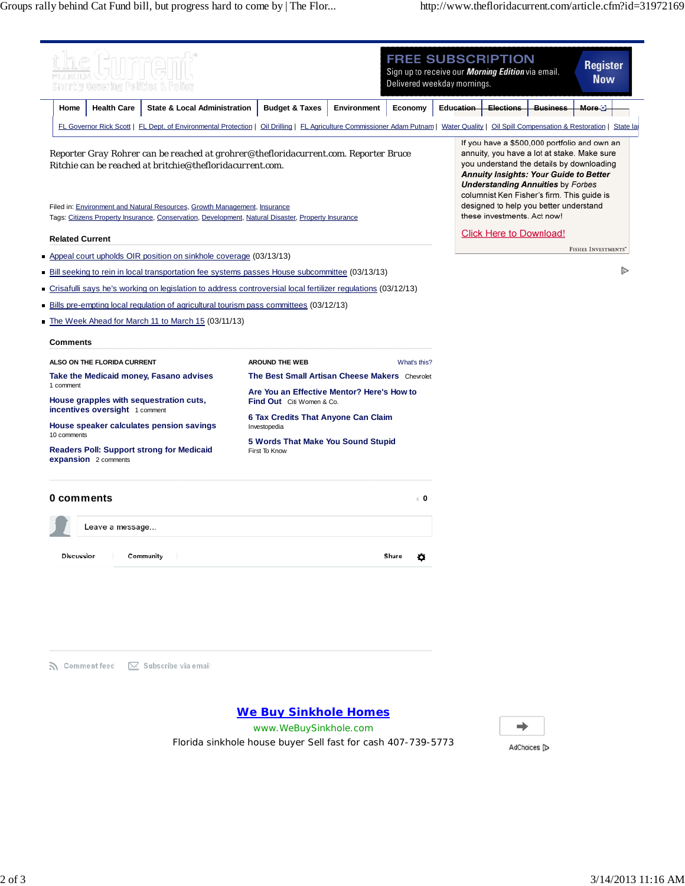Reporter Gray Rohrer can be reached at grohrer@thefloridacurrent.com. Reporter Bruce Ritchie can be reached at britchie@thefloridacurrent.com.

Filed in: Environment and Natural Resources, Growth Management, Insurance
Tags: Citizens Property Insurance, Conservation, Development, Natural Disaster, Property Insurance

### Related Current

- Appeal court upholds OIR position on sinkhole coverage (03/13/13)
- Bill seeking to rein in local transportation fee systems passes House subcommittee (03/13/13)
- Crisafulli says he's working on legislation to address controversial local fertilizer regulations (03/12/13)
- Bills pre-empting local regulation of agricultural tourism pass committees (03/12/13)
- The Week Ahead for March 11 to March 15 (03/11/13)

### Comments

**0 comments**